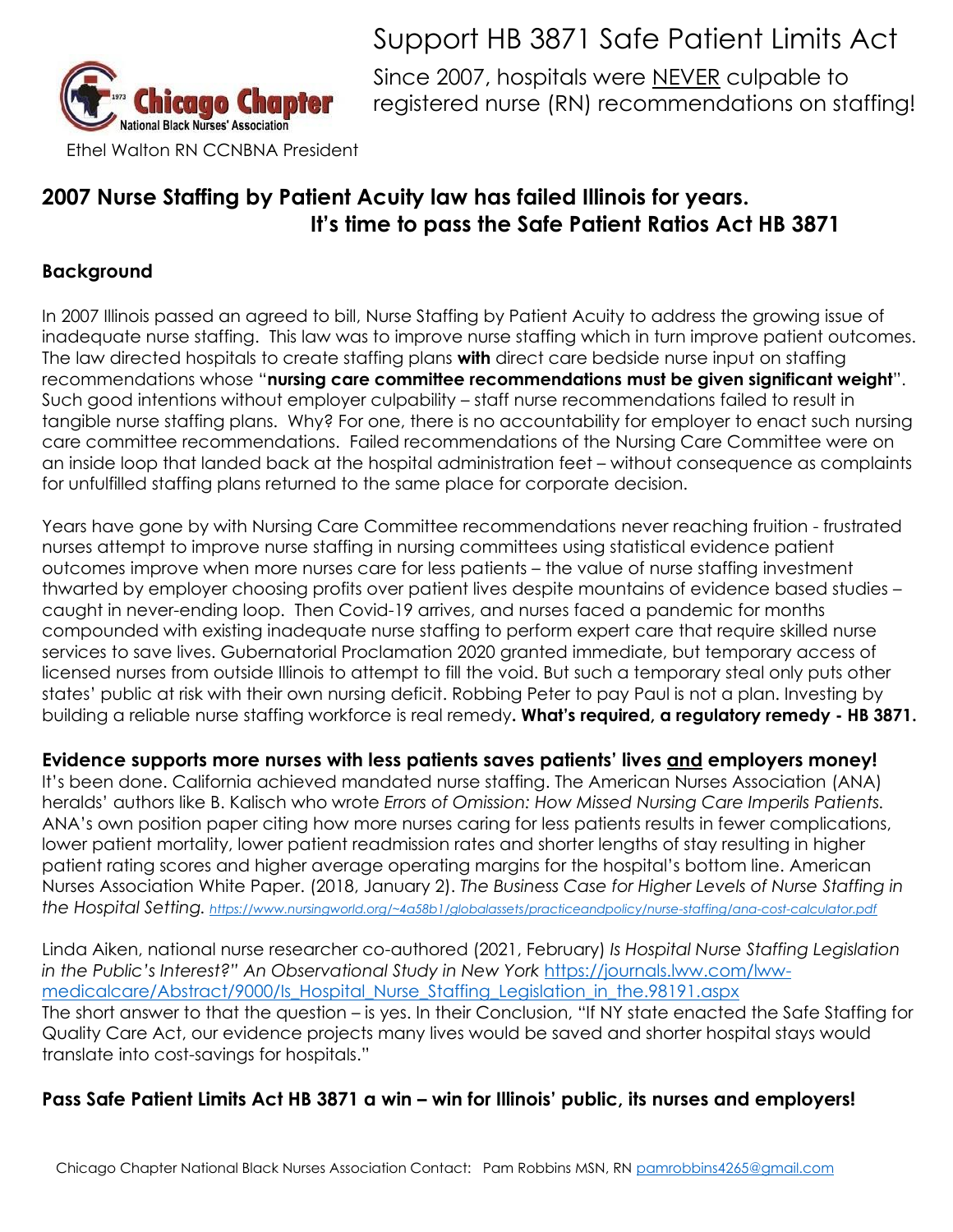# Support HB 3871 Safe Patient Limits Act

Since 2007, hospitals were <u>NEVER</u> culpable to registered nurse (RN) recommendations on staffing!

Chicago Chapter National Black Nurses' Association

Ethel Walton RN CCNBNA President

## 2007 Nurse Staffing by Patient Acuity law has failed Illinois for years. It's time to pass the Safe Patient Ratios Act HB 3871

### Background

In 2007 Illinois passed an agreed to bill, Nurse Staffing by Patient Acuity to address the growing issue of inadequate nurse staffing. This law was to improve nurse staffing which in turn improve patient outcomes. The law directed hospitals to create staffing plans **with** direct care bedside nurse input on staffing recommendations whose "**nursing care committee recommendations must be given significant weight**". Such good intentions without employer culpability – staff nurse recommendations failed to result in tangible nurse staffing plans. Why? For one, there is no accountability for employer to enact such nursing care committee recommendations. Failed recommendations of the Nursing Care Committee were on an inside loop that landed back at the hospital administration feet – without consequence as complaints for unfulfilled staffing plans returned to the same place for corporate decision.

Years have gone by with Nursing Care Committee recommendations never reaching fruition - frustrated nurses attempt to improve nurse staffing in nursing committees using statistical evidence patient outcomes improve when more nurses care for less patients – the value of nurse staffing investment thwarted by employer choosing profits over patient lives despite mountains of evidence based studies – caught in never-ending loop. Then Covid-19 arrives, and nurses faced a pandemic for months compounded with existing inadequate nurse staffing to perform expert care that require skilled nurse services to save lives. Gubernatorial Proclamation 2020 granted immediate, but temporary access of licensed nurses from outside Illinois to attempt to fill the void. But such a temporary steal only puts other states' public at risk with their own nursing deficit. Robbing Peter to pay Paul is not a plan. Investing by building a reliable nurse staffing workforce is real remedy**. What's required, a regulatory remedy - HB 3871.**

### Evidence supports more nurses with less patients saves patients' lives <u>and</u> employers money!

It's been done. California achieved mandated nurse staffing. The American Nurses Association (ANA) heralds' authors like B. Kalisch who wrote *Errors of Omission: How Missed Nursing Care Imperils Patients.* ANA's own position paper citing how more nurses caring for less patients results in fewer complications, lower patient mortality, lower patient readmission rates and shorter lengths of stay resulting in higher patient rating scores and higher average operating margins for the hospital's bottom line. American Nurses Association White Paper. (2018, January 2). *The Business Case for Higher Levels of Nurse Staffing in the Hospital Setting.* https://www.nursingworld.org/~4a58b1/globalassets/practiceandpolicy/nurse-staffing/ana-cost-calculator.pdf

Linda Aiken, national nurse researcher co-authored (2021, February) *Is Hospital Nurse Staffing Legislation in the Public's Interest?" An Observational Study in New York* https://journals.lww.com/lww-medicalcare/Abstract/9000/Is_Hospital_Nurse_Staffing_Legislation_in_the.98191.aspx
The short answer to that the question – is yes. In their Conclusion, "If NY state enacted the Safe Staffing for Quality Care Act, our evidence projects many lives would be saved and shorter hospital stays would translate into cost-savings for hospitals."

### Pass Safe Patient Limits Act HB 3871 a win – win for Illinois' public, its nurses and employers!

Chicago Chapter National Black Nurses Association Contact: Pam Robbins MSN, RN pamrobbins4265@gmail.com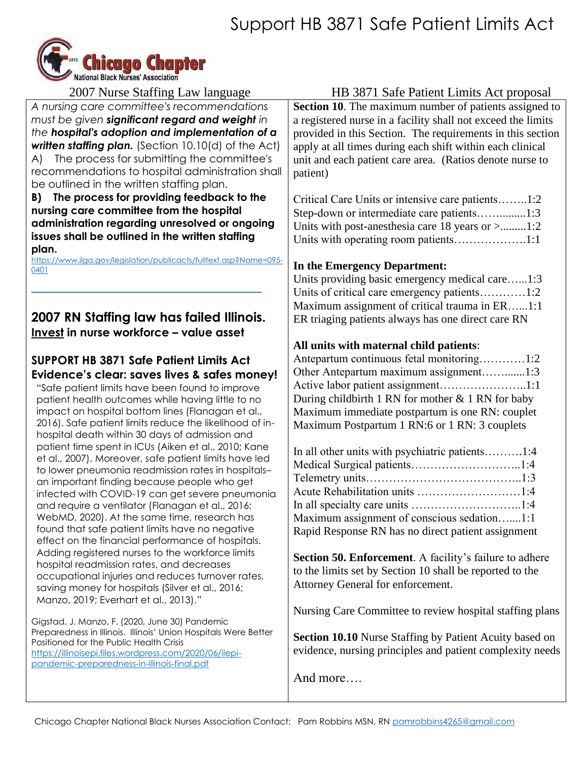# Support HB 3871 Safe Patient Limits Act

Chicago Chapter
National Black Nurses' Association

## 2007 Nurse Staffing Law language

*A nursing care committee's recommendations must be given **significant regard and weight** in the **hospital's adoption and implementation of a written staffing plan.*** (Section 10.10(d) of the Act)

A) The process for submitting the committee's recommendations to hospital administration shall be outlined in the written staffing plan.

**B) The process for providing feedback to the nursing care committee from the hospital administration regarding unresolved or ongoing issues shall be outlined in the written staffing plan.**

https://www.ilga.gov/legislation/publicacts/fulltext.asp?Name=095-0401

---

### 2007 RN Staffing law has failed Illinois.

**Invest in nurse workforce – value asset**

### SUPPORT HB 3871 Safe Patient Limits Act

### Evidence's clear: saves lives & safes money!

"Safe patient limits have been found to improve patient health outcomes while having little to no impact on hospital bottom lines (Flanagan et al., 2016). Safe patient limits reduce the likelihood of in-hospital death within 30 days of admission and patient time spent in ICUs (Aiken et al., 2010; Kane et al., 2007). Moreover, safe patient limits have led to lower pneumonia readmission rates in hospitals– an important finding because people who get infected with COVID-19 can get severe pneumonia and require a ventilator (Flanagan et al., 2016; WebMD, 2020). At the same time, research has found that safe patient limits have no negative effect on the financial performance of hospitals. Adding registered nurses to the workforce limits hospital readmission rates, and decreases occupational injuries and reduces turnover rates, saving money for hospitals (Silver et al., 2016; Manzo, 2019; Everhart et al., 2013)."

Gigstad, J. Manzo, F. (2020, June 30) Pandemic Preparedness in Illinois. Illinois' Union Hospitals Were Better Positioned for the Public Health Crisis https://illinoisepi.files.wordpress.com/2020/06/ilepi-pandemic-preparedness-in-illinois-final.pdf

## HB 3871 Safe Patient Limits Act proposal

**Section 10**. The maximum number of patients assigned to a registered nurse in a facility shall not exceed the limits provided in this Section. The requirements in this section apply at all times during each shift within each clinical unit and each patient care area. (Ratios denote nurse to patient)

Critical Care Units or intensive care patients……..1:2
Step-down or intermediate care patients……........1:3
Units with post-anesthesia care 18 years or >.........1:2
Units with operating room patients……………….1:1

**In the Emergency Department:**

Units providing basic emergency medical care…...1:3
Units of critical care emergency patients…………1:2
Maximum assignment of critical trauma in ER…...1:1
ER triaging patients always has one direct care RN

**All units with maternal child patients**:

Antepartum continuous fetal monitoring…………1:2
Other Antepartum maximum assignment……......1:3
Active labor patient assignment…………………..1:1
During childbirth 1 RN for mother & 1 RN for baby
Maximum immediate postpartum is one RN: couplet
Maximum Postpartum 1 RN:6 or 1 RN: 3 couplets

In all other units with psychiatric patients……….1:4
Medical Surgical patients………………………..1:4
Telemetry units…………………………………..1:3
Acute Rehabilitation units ………………………1:4
In all specialty care units ………………………..1:4
Maximum assignment of conscious sedation…....1:1
Rapid Response RN has no direct patient assignment

**Section 50. Enforcement**. A facility's failure to adhere to the limits set by Section 10 shall be reported to the Attorney General for enforcement.

Nursing Care Committee to review hospital staffing plans

**Section 10.10** Nurse Staffing by Patient Acuity based on evidence, nursing principles and patient complexity needs

And more….

Chicago Chapter National Black Nurses Association Contact: Pam Robbins MSN, RN pamrobbins4265@gmail.com